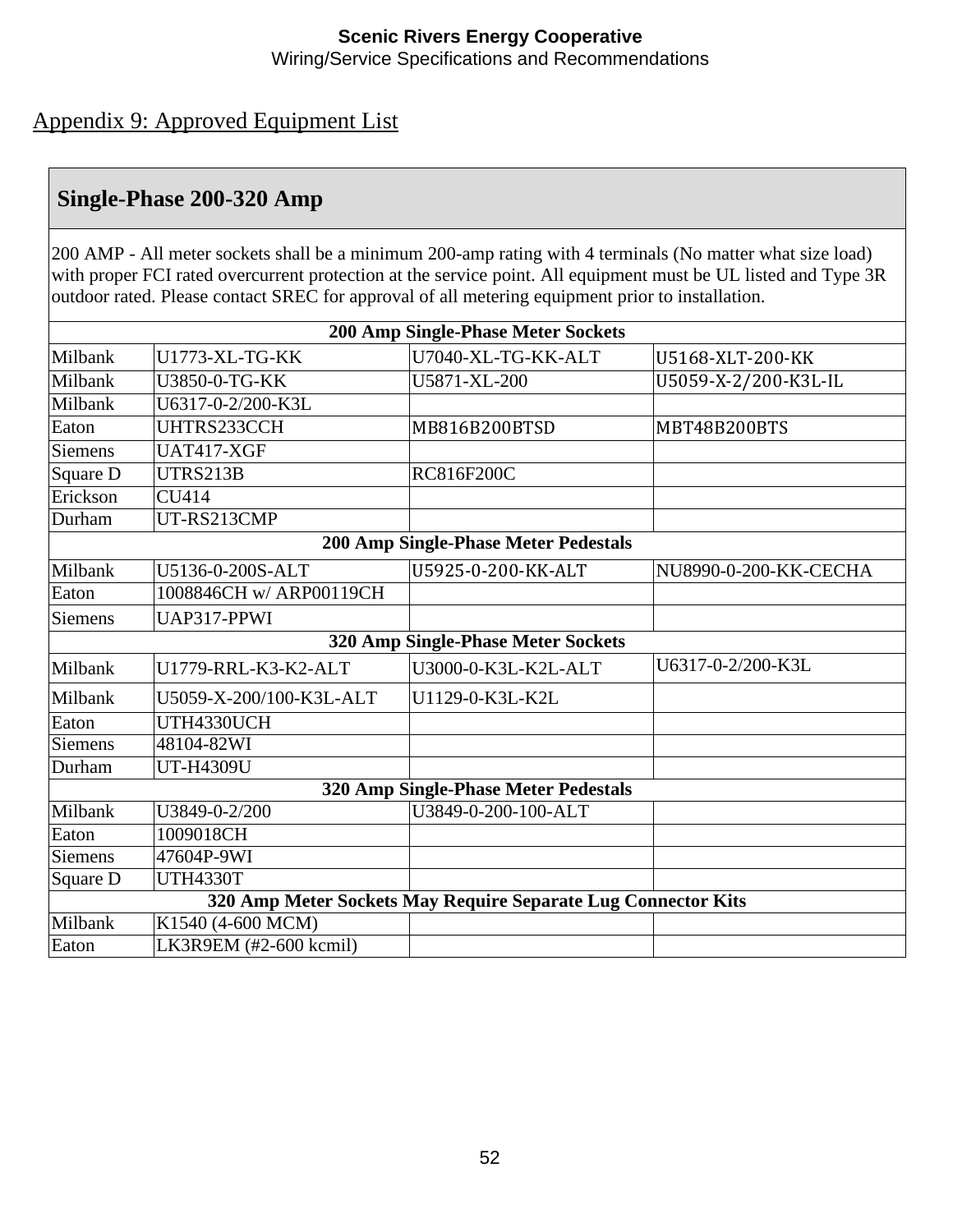## Appendix 9: Approved Equipment List

| Single-Phase 200-320 Amp | | | |
|---|---|---|---|
| 200 AMP - All meter sockets shall be a minimum 200-amp rating with 4 terminals (No matter what size load) with proper FCI rated overcurrent protection at the service point. All equipment must be UL listed and Type 3R outdoor rated. Please contact SREC for approval of all metering equipment prior to installation. | | | |
| **200 Amp Single-Phase Meter Sockets** | | | |
| Milbank | U1773-XL-TG-KK | U7040-XL-TG-KK-ALT | U5168-XLT-200-KK |
| Milbank | U3850-0-TG-KK | U5871-XL-200 | U5059-X-2/200-K3L-IL |
| Milbank | U6317-0-2/200-K3L | | |
| Eaton | UHTRS233CCH | MB816B200BTSD | MBT48B200BTS |
| Siemens | UAT417-XGF | | |
| Square D | UTRS213B | RC816F200C | |
| Erickson | CU414 | | |
| Durham | UT-RS213CMP | | |
| **200 Amp Single-Phase Meter Pedestals** | | | |
| Milbank | U5136-0-200S-ALT | U5925-0-200-KK-ALT | NU8990-0-200-KK-CECHA |
| Eaton | 1008846CH w/ ARP00119CH | | |
| Siemens | UAP317-PPWI | | |
| **320 Amp Single-Phase Meter Sockets** | | | |
| Milbank | U1779-RRL-K3-K2-ALT | U3000-0-K3L-K2L-ALT | U6317-0-2/200-K3L |
| Milbank | U5059-X-200/100-K3L-ALT | U1129-0-K3L-K2L | |
| Eaton | UTH4330UCH | | |
| Siemens | 48104-82WI | | |
| Durham | UT-H4309U | | |
| **320 Amp Single-Phase Meter Pedestals** | | | |
| Milbank | U3849-0-2/200 | U3849-0-200-100-ALT | |
| Eaton | 1009018CH | | |
| Siemens | 47604P-9WI | | |
| Square D | UTH4330T | | |
| **320 Amp Meter Sockets May Require Separate Lug Connector Kits** | | | |
| Milbank | K1540 (4-600 MCM) | | |
| Eaton | LK3R9EM (#2-600 kcmil) | | |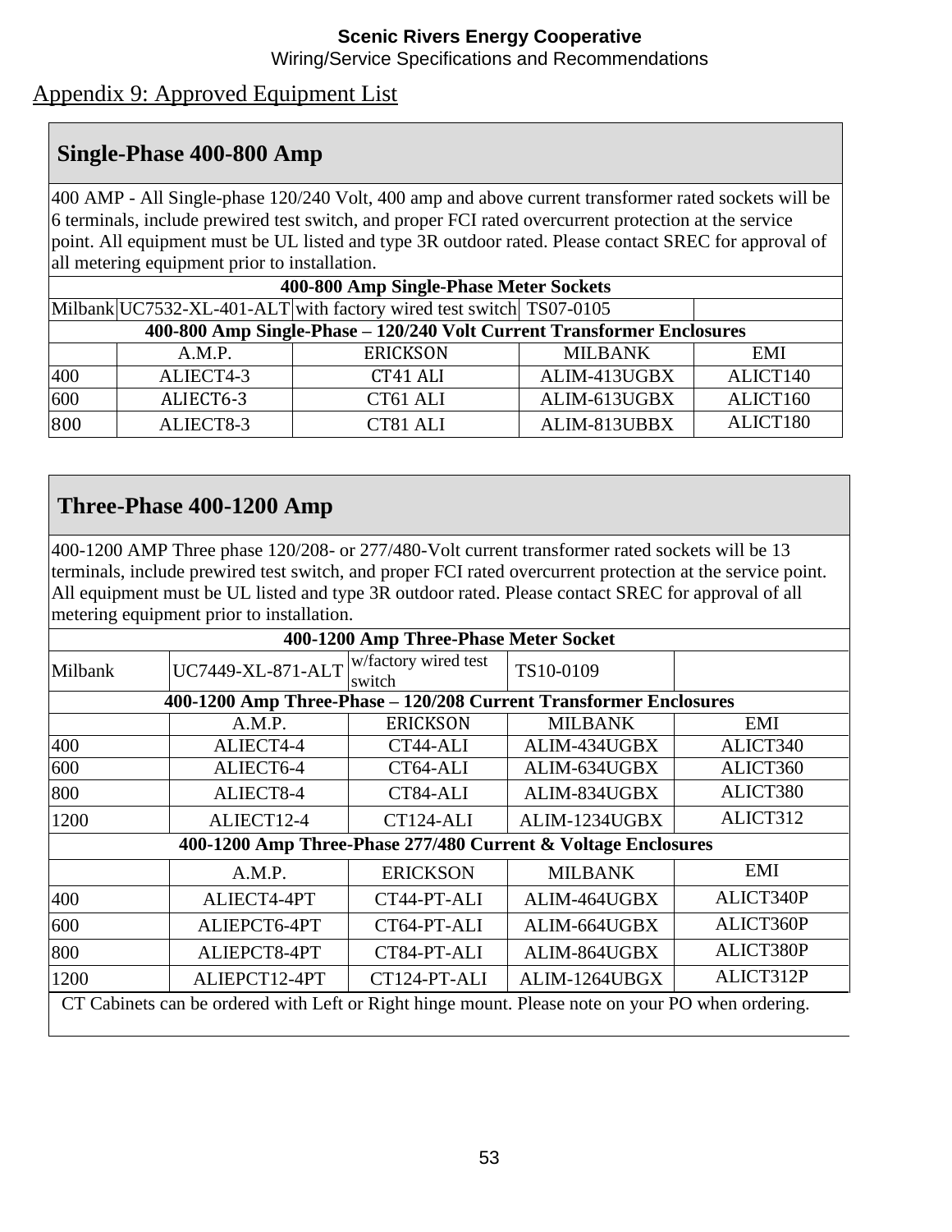## Appendix 9: Approved Equipment List

### Single-Phase 400-800 Amp

400 AMP - All Single-phase 120/240 Volt, 400 amp and above current transformer rated sockets will be 6 terminals, include prewired test switch, and proper FCI rated overcurrent protection at the service point. All equipment must be UL listed and type 3R outdoor rated. Please contact SREC for approval of all metering equipment prior to installation.

| | | | | |
|---|---|---|---|---|
| **400-800 Amp Single-Phase Meter Sockets** | | | | |
| Milbank | UC7532-XL-401-ALT | with factory wired test switch | TS07-0105 | |
| **400-800 Amp Single-Phase – 120/240 Volt Current Transformer Enclosures** | | | | |
| | A.M.P. | ERICKSON | MILBANK | EMI |
| 400 | ALIECT4-3 | CT41 ALI | ALIM-413UGBX | ALICT140 |
| 600 | ALIECT6-3 | CT61 ALI | ALIM-613UGBX | ALICT160 |
| 800 | ALIECT8-3 | CT81 ALI | ALIM-813UBBX | ALICT180 |

### Three-Phase 400-1200 Amp

400-1200 AMP Three phase 120/208- or 277/480-Volt current transformer rated sockets will be 13 terminals, include prewired test switch, and proper FCI rated overcurrent protection at the service point. All equipment must be UL listed and type 3R outdoor rated. Please contact SREC for approval of all metering equipment prior to installation.

| | | | | |
|---|---|---|---|---|
| **400-1200 Amp Three-Phase Meter Socket** | | | | |
| Milbank | UC7449-XL-871-ALT | w/factory wired test switch | TS10-0109 | |
| **400-1200 Amp Three-Phase – 120/208 Current Transformer Enclosures** | | | | |
| | A.M.P. | ERICKSON | MILBANK | EMI |
| 400 | ALIECT4-4 | CT44-ALI | ALIM-434UGBX | ALICT340 |
| 600 | ALIECT6-4 | CT64-ALI | ALIM-634UGBX | ALICT360 |
| 800 | ALIECT8-4 | CT84-ALI | ALIM-834UGBX | ALICT380 |
| 1200 | ALIECT12-4 | CT124-ALI | ALIM-1234UGBX | ALICT312 |
| **400-1200 Amp Three-Phase 277/480 Current & Voltage Enclosures** | | | | |
| | A.M.P. | ERICKSON | MILBANK | EMI |
| 400 | ALIECT4-4PT | CT44-PT-ALI | ALIM-464UGBX | ALICT340P |
| 600 | ALIEPCT6-4PT | CT64-PT-ALI | ALIM-664UGBX | ALICT360P |
| 800 | ALIEPCT8-4PT | CT84-PT-ALI | ALIM-864UGBX | ALICT380P |
| 1200 | ALIEPCT12-4PT | CT124-PT-ALI | ALIM-1264UBGX | ALICT312P |

CT Cabinets can be ordered with Left or Right hinge mount. Please note on your PO when ordering.